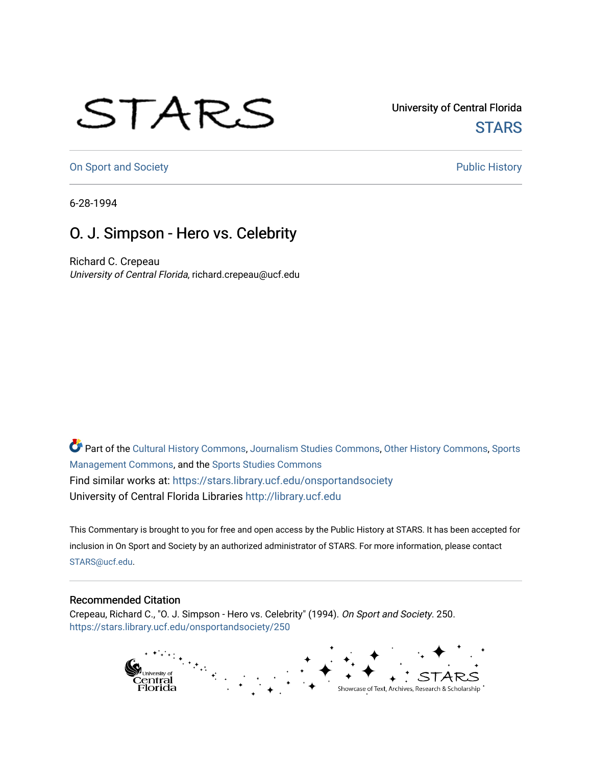University of Central Florida

STARS

On Sport and Society

Public History

6-28-1994

# O. J. Simpson - Hero vs. Celebrity

Richard C. Crepeau

*University of Central Florida*, richard.crepeau@ucf.edu

Part of the Cultural History Commons, Journalism Studies Commons, Other History Commons, Sports Management Commons, and the Sports Studies Commons

Find similar works at: https://stars.library.ucf.edu/onsportandsociety

University of Central Florida Libraries http://library.ucf.edu

This Commentary is brought to you for free and open access by the Public History at STARS. It has been accepted for inclusion in On Sport and Society by an authorized administrator of STARS. For more information, please contact STARS@ucf.edu.

## Recommended Citation

Crepeau, Richard C., "O. J. Simpson - Hero vs. Celebrity" (1994). *On Sport and Society*. 250.
https://stars.library.ucf.edu/onsportandsociety/250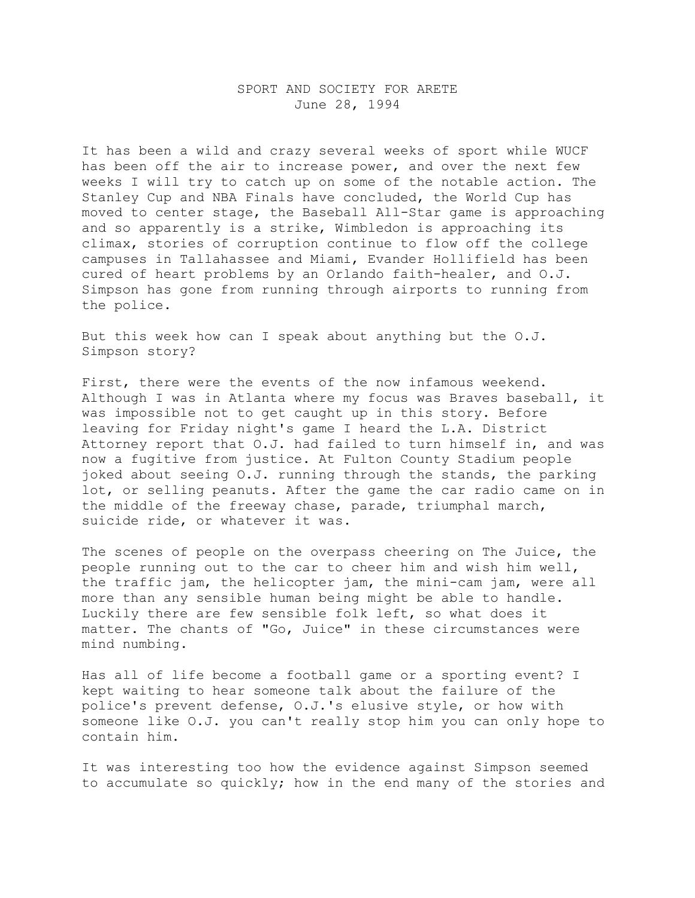SPORT AND SOCIETY FOR ARETE
June 28, 1994

It has been a wild and crazy several weeks of sport while WUCF has been off the air to increase power, and over the next few weeks I will try to catch up on some of the notable action. The Stanley Cup and NBA Finals have concluded, the World Cup has moved to center stage, the Baseball All-Star game is approaching and so apparently is a strike, Wimbledon is approaching its climax, stories of corruption continue to flow off the college campuses in Tallahassee and Miami, Evander Hollifield has been cured of heart problems by an Orlando faith-healer, and O.J. Simpson has gone from running through airports to running from the police.

But this week how can I speak about anything but the O.J. Simpson story?

First, there were the events of the now infamous weekend. Although I was in Atlanta where my focus was Braves baseball, it was impossible not to get caught up in this story. Before leaving for Friday night's game I heard the L.A. District Attorney report that O.J. had failed to turn himself in, and was now a fugitive from justice. At Fulton County Stadium people joked about seeing O.J. running through the stands, the parking lot, or selling peanuts. After the game the car radio came on in the middle of the freeway chase, parade, triumphal march, suicide ride, or whatever it was.

The scenes of people on the overpass cheering on The Juice, the people running out to the car to cheer him and wish him well, the traffic jam, the helicopter jam, the mini-cam jam, were all more than any sensible human being might be able to handle. Luckily there are few sensible folk left, so what does it matter. The chants of "Go, Juice" in these circumstances were mind numbing.

Has all of life become a football game or a sporting event? I kept waiting to hear someone talk about the failure of the police's prevent defense, O.J.'s elusive style, or how with someone like O.J. you can't really stop him you can only hope to contain him.

It was interesting too how the evidence against Simpson seemed to accumulate so quickly; how in the end many of the stories and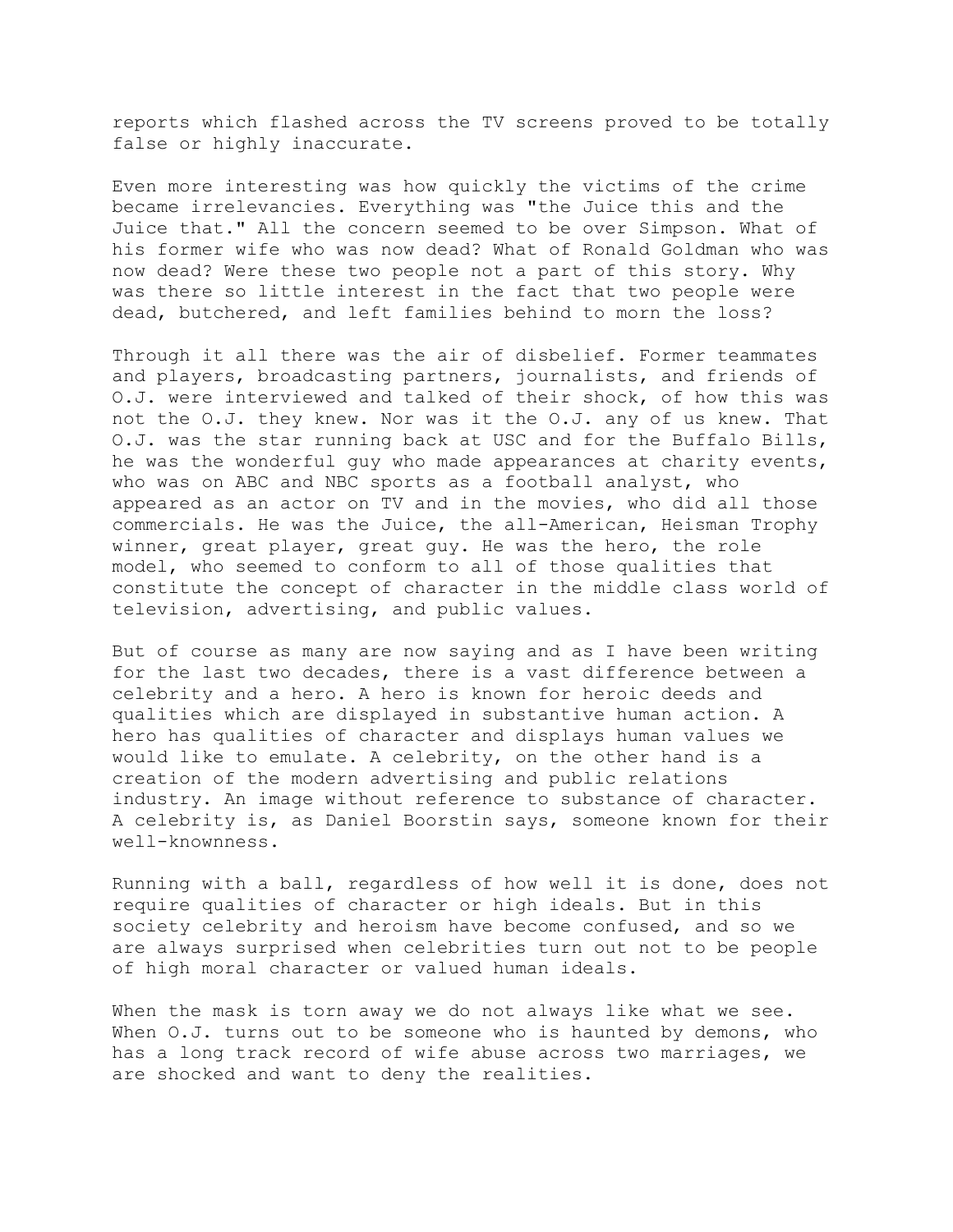reports which flashed across the TV screens proved to be totally false or highly inaccurate.

Even more interesting was how quickly the victims of the crime became irrelevancies. Everything was "the Juice this and the Juice that." All the concern seemed to be over Simpson. What of his former wife who was now dead? What of Ronald Goldman who was now dead? Were these two people not a part of this story. Why was there so little interest in the fact that two people were dead, butchered, and left families behind to morn the loss?

Through it all there was the air of disbelief. Former teammates and players, broadcasting partners, journalists, and friends of O.J. were interviewed and talked of their shock, of how this was not the O.J. they knew. Nor was it the O.J. any of us knew. That O.J. was the star running back at USC and for the Buffalo Bills, he was the wonderful guy who made appearances at charity events, who was on ABC and NBC sports as a football analyst, who appeared as an actor on TV and in the movies, who did all those commercials. He was the Juice, the all-American, Heisman Trophy winner, great player, great guy. He was the hero, the role model, who seemed to conform to all of those qualities that constitute the concept of character in the middle class world of television, advertising, and public values.

But of course as many are now saying and as I have been writing for the last two decades, there is a vast difference between a celebrity and a hero. A hero is known for heroic deeds and qualities which are displayed in substantive human action. A hero has qualities of character and displays human values we would like to emulate. A celebrity, on the other hand is a creation of the modern advertising and public relations industry. An image without reference to substance of character. A celebrity is, as Daniel Boorstin says, someone known for their well-knownness.

Running with a ball, regardless of how well it is done, does not require qualities of character or high ideals. But in this society celebrity and heroism have become confused, and so we are always surprised when celebrities turn out not to be people of high moral character or valued human ideals.

When the mask is torn away we do not always like what we see. When O.J. turns out to be someone who is haunted by demons, who has a long track record of wife abuse across two marriages, we are shocked and want to deny the realities.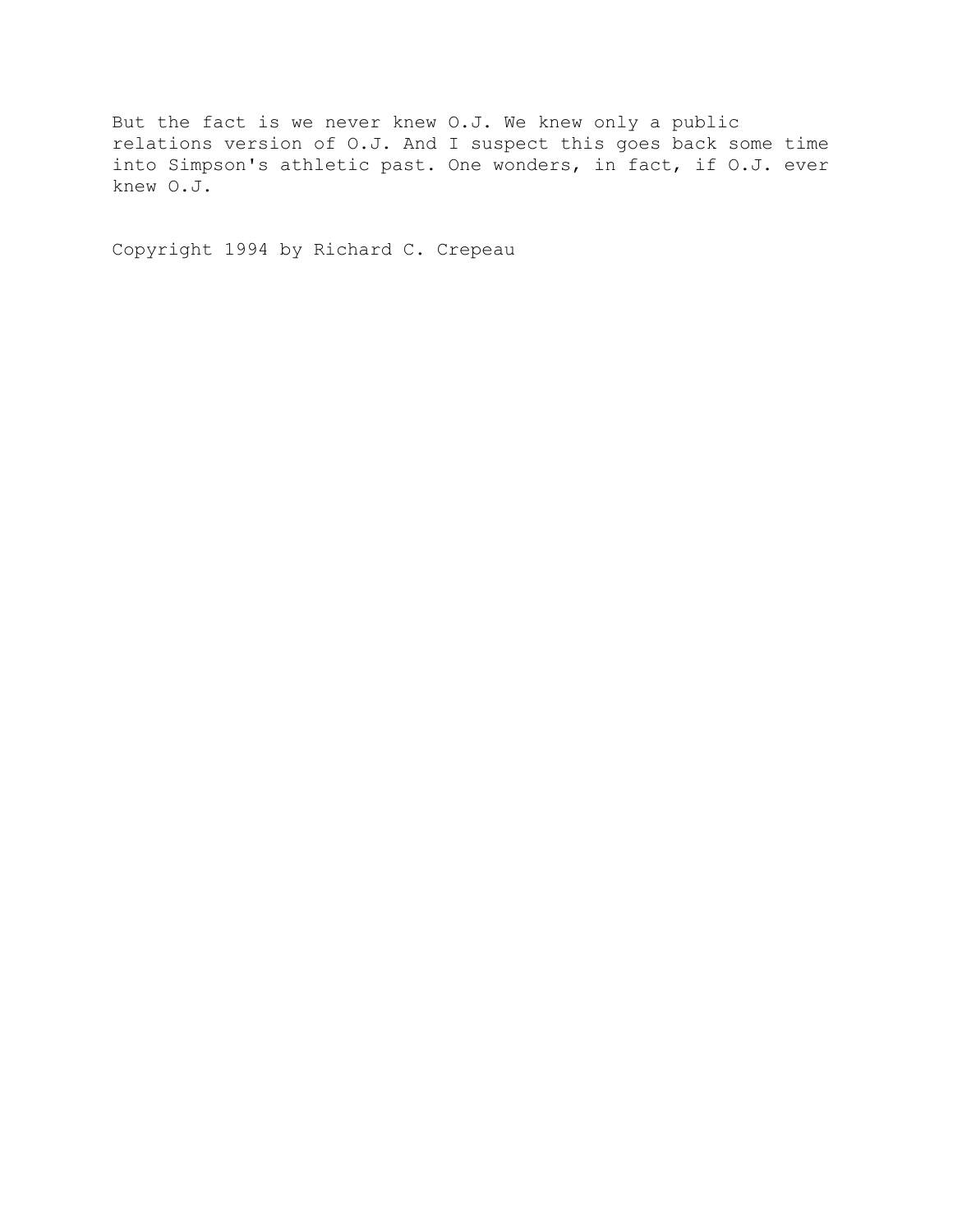But the fact is we never knew O.J. We knew only a public relations version of O.J. And I suspect this goes back some time into Simpson's athletic past. One wonders, in fact, if O.J. ever knew O.J.

Copyright 1994 by Richard C. Crepeau